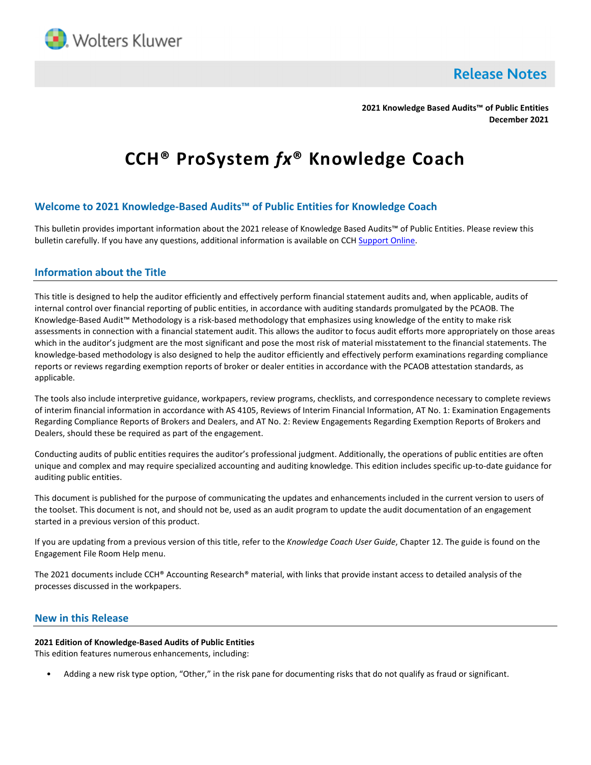Wolters Kluwer

# Release Notes

**2021 Knowledge Based Audits™ of Public Entities**
**December 2021**

# CCH® ProSystem *fx*® Knowledge Coach

## Welcome to 2021 Knowledge-Based Audits™ of Public Entities for Knowledge Coach

This bulletin provides important information about the 2021 release of Knowledge Based Audits™ of Public Entities. Please review this bulletin carefully. If you have any questions, additional information is available on CCH Support Online.

## Information about the Title

This title is designed to help the auditor efficiently and effectively perform financial statement audits and, when applicable, audits of internal control over financial reporting of public entities, in accordance with auditing standards promulgated by the PCAOB. The Knowledge-Based Audit™ Methodology is a risk-based methodology that emphasizes using knowledge of the entity to make risk assessments in connection with a financial statement audit. This allows the auditor to focus audit efforts more appropriately on those areas which in the auditor's judgment are the most significant and pose the most risk of material misstatement to the financial statements. The knowledge-based methodology is also designed to help the auditor efficiently and effectively perform examinations regarding compliance reports or reviews regarding exemption reports of broker or dealer entities in accordance with the PCAOB attestation standards, as applicable.

The tools also include interpretive guidance, workpapers, review programs, checklists, and correspondence necessary to complete reviews of interim financial information in accordance with AS 4105, Reviews of Interim Financial Information, AT No. 1: Examination Engagements Regarding Compliance Reports of Brokers and Dealers, and AT No. 2: Review Engagements Regarding Exemption Reports of Brokers and Dealers, should these be required as part of the engagement.

Conducting audits of public entities requires the auditor's professional judgment. Additionally, the operations of public entities are often unique and complex and may require specialized accounting and auditing knowledge. This edition includes specific up-to-date guidance for auditing public entities.

This document is published for the purpose of communicating the updates and enhancements included in the current version to users of the toolset. This document is not, and should not be, used as an audit program to update the audit documentation of an engagement started in a previous version of this product.

If you are updating from a previous version of this title, refer to the *Knowledge Coach User Guide*, Chapter 12. The guide is found on the Engagement File Room Help menu.

The 2021 documents include CCH® Accounting Research® material, with links that provide instant access to detailed analysis of the processes discussed in the workpapers.

## New in this Release

**2021 Edition of Knowledge-Based Audits of Public Entities**
This edition features numerous enhancements, including:

- Adding a new risk type option, "Other," in the risk pane for documenting risks that do not qualify as fraud or significant.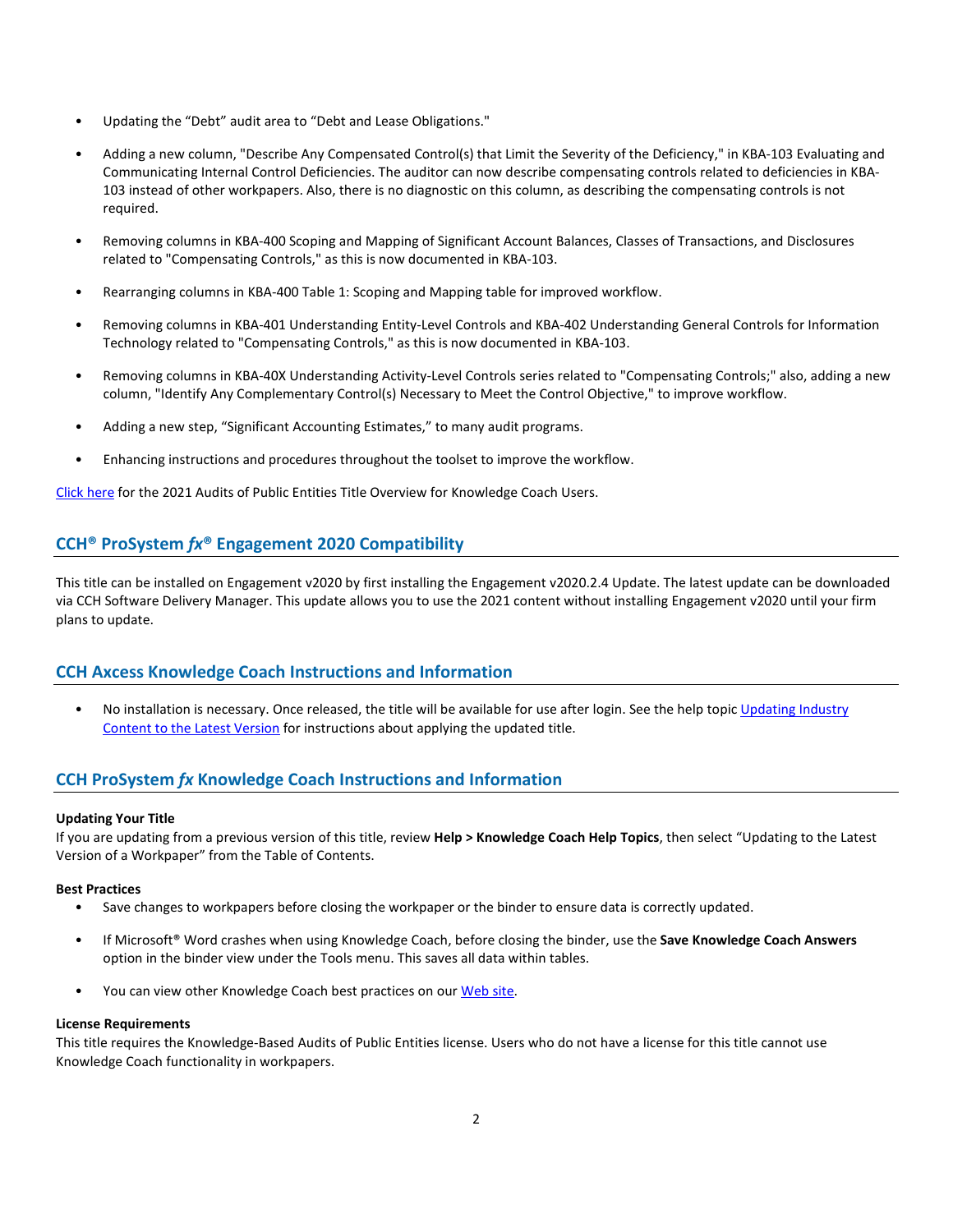- Updating the "Debt" audit area to "Debt and Lease Obligations."
- Adding a new column, "Describe Any Compensated Control(s) that Limit the Severity of the Deficiency," in KBA-103 Evaluating and Communicating Internal Control Deficiencies. The auditor can now describe compensating controls related to deficiencies in KBA-103 instead of other workpapers. Also, there is no diagnostic on this column, as describing the compensating controls is not required.
- Removing columns in KBA-400 Scoping and Mapping of Significant Account Balances, Classes of Transactions, and Disclosures related to "Compensating Controls," as this is now documented in KBA-103.
- Rearranging columns in KBA-400 Table 1: Scoping and Mapping table for improved workflow.
- Removing columns in KBA-401 Understanding Entity-Level Controls and KBA-402 Understanding General Controls for Information Technology related to "Compensating Controls," as this is now documented in KBA-103.
- Removing columns in KBA-40X Understanding Activity-Level Controls series related to "Compensating Controls;" also, adding a new column, "Identify Any Complementary Control(s) Necessary to Meet the Control Objective," to improve workflow.
- Adding a new step, "Significant Accounting Estimates," to many audit programs.
- Enhancing instructions and procedures throughout the toolset to improve the workflow.

[Click here](#) for the 2021 Audits of Public Entities Title Overview for Knowledge Coach Users.

## CCH® ProSystem *fx*® Engagement 2020 Compatibility

This title can be installed on Engagement v2020 by first installing the Engagement v2020.2.4 Update. The latest update can be downloaded via CCH Software Delivery Manager. This update allows you to use the 2021 content without installing Engagement v2020 until your firm plans to update.

## CCH Axcess Knowledge Coach Instructions and Information

- No installation is necessary. Once released, the title will be available for use after login. See the help topic [Updating Industry Content to the Latest Version](#) for instructions about applying the updated title.

## CCH ProSystem *fx* Knowledge Coach Instructions and Information

**Updating Your Title**

If you are updating from a previous version of this title, review **Help > Knowledge Coach Help Topics**, then select "Updating to the Latest Version of a Workpaper" from the Table of Contents.

**Best Practices**

- Save changes to workpapers before closing the workpaper or the binder to ensure data is correctly updated.
- If Microsoft® Word crashes when using Knowledge Coach, before closing the binder, use the **Save Knowledge Coach Answers** option in the binder view under the Tools menu. This saves all data within tables.
- You can view other Knowledge Coach best practices on our [Web site](#).

**License Requirements**

This title requires the Knowledge-Based Audits of Public Entities license. Users who do not have a license for this title cannot use Knowledge Coach functionality in workpapers.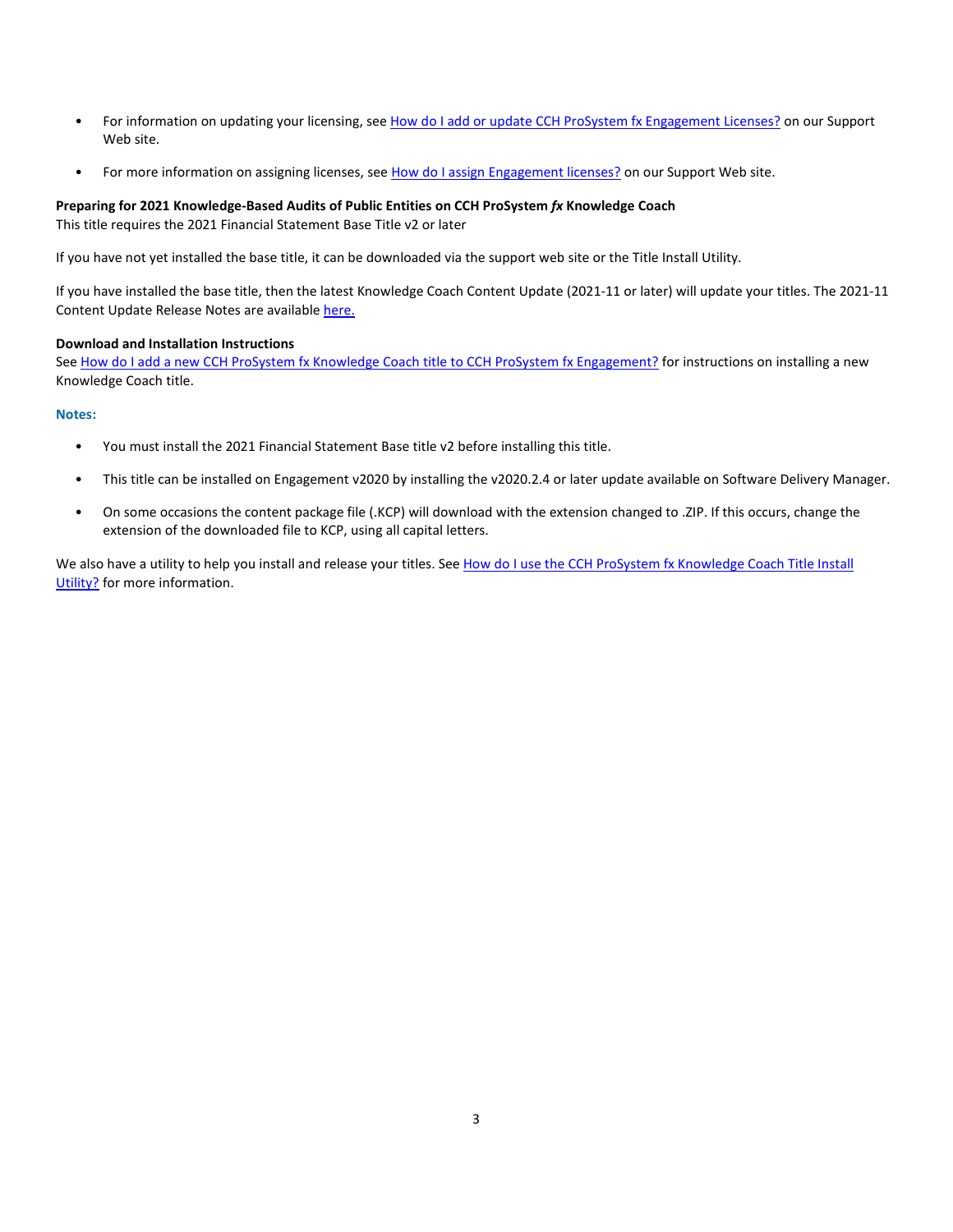- For information on updating your licensing, see [How do I add or update CCH ProSystem fx Engagement Licenses?]() on our Support Web site.
- For more information on assigning licenses, see [How do I assign Engagement licenses?]() on our Support Web site.

**Preparing for 2021 Knowledge-Based Audits of Public Entities on CCH ProSystem *fx* Knowledge Coach**
This title requires the 2021 Financial Statement Base Title v2 or later

If you have not yet installed the base title, it can be downloaded via the support web site or the Title Install Utility.

If you have installed the base title, then the latest Knowledge Coach Content Update (2021-11 or later) will update your titles. The 2021-11 Content Update Release Notes are available [here.]()

**Download and Installation Instructions**
See [How do I add a new CCH ProSystem fx Knowledge Coach title to CCH ProSystem fx Engagement?]() for instructions on installing a new Knowledge Coach title.

**Notes:**

- You must install the 2021 Financial Statement Base title v2 before installing this title.
- This title can be installed on Engagement v2020 by installing the v2020.2.4 or later update available on Software Delivery Manager.
- On some occasions the content package file (.KCP) will download with the extension changed to .ZIP. If this occurs, change the extension of the downloaded file to KCP, using all capital letters.

We also have a utility to help you install and release your titles. See [How do I use the CCH ProSystem fx Knowledge Coach Title Install Utility?]() for more information.